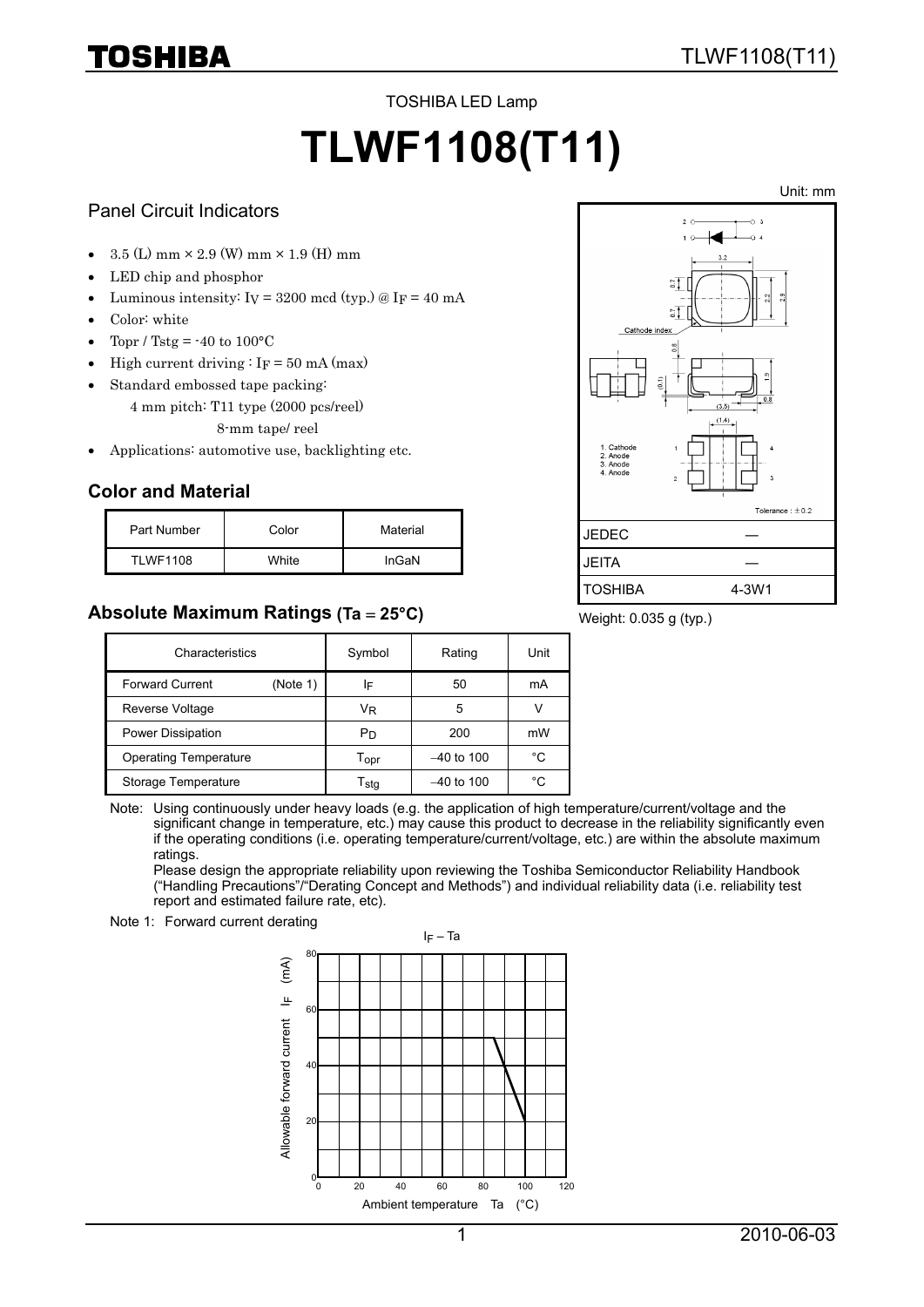TOSHIBA LED Lamp

# TLWF1108(T11)

Unit: mm

## Panel Circuit Indicators

- 3.5 (L) mm × 2.9 (W) mm × 1.9 (H) mm
- LED chip and phosphor
- Luminous intensity: $I_V$ = 3200 mcd (typ.) @ $I_F$ = 40 mA
- Color: white
- Topr / Tstg = -40 to 100°C
- High current driving : $I_F$ = 50 mA (max)
- Standard embossed tape packing:
  4 mm pitch: T11 type (2000 pcs/reel)
  8-mm tape/ reel
- Applications: automotive use, backlighting etc.

1. Cathode
2. Anode
3. Anode
4. Anode

Tolerance : ±0.2

| JEDEC | ― |
|---|---|
| JEITA | ― |
| TOSHIBA | 4-3W1 |

Weight: 0.035 g (typ.)

## Color and Material

| Part Number | Color | Material |
|---|---|---|
| TLWF1108 | White | InGaN |

## Absolute Maximum Ratings (Ta = 25°C)

| Characteristics | Symbol | Rating | Unit |
|---|---|---|---|
| Forward Current (Note 1) | $I_F$ | 50 | mA |
| Reverse Voltage | $V_R$ | 5 | V |
| Power Dissipation | $P_D$ | 200 | mW |
| Operating Temperature | $T_{opr}$ | −40 to 100 | °C |
| Storage Temperature | $T_{stg}$ | −40 to 100 | °C |

Note: Using continuously under heavy loads (e.g. the application of high temperature/current/voltage and the significant change in temperature, etc.) may cause this product to decrease in the reliability significantly even if the operating conditions (i.e. operating temperature/current/voltage, etc.) are within the absolute maximum ratings.
Please design the appropriate reliability upon reviewing the Toshiba Semiconductor Reliability Handbook ("Handling Precautions"/"Derating Concept and Methods") and individual reliability data (i.e. reliability test report and estimated failure rate, etc).

Note 1: Forward current derating

$I_F$ – Ta

Allowable forward current $I_F$ (mA)

Ambient temperature Ta (°C)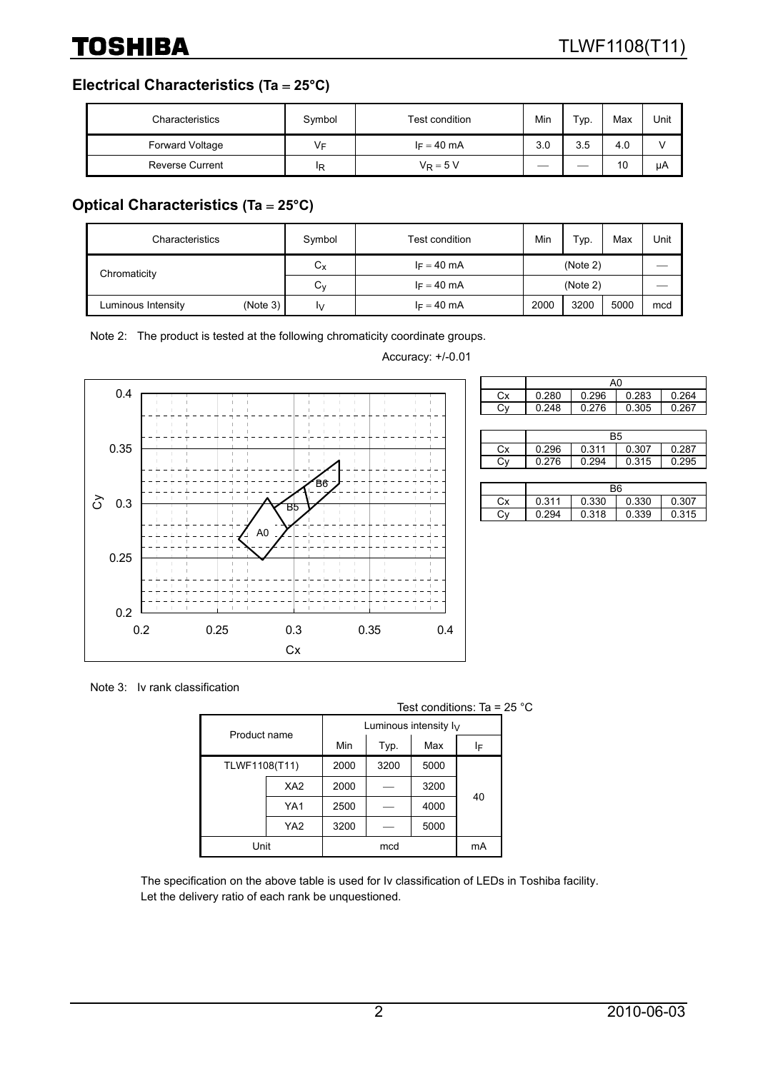### Electrical Characteristics (Ta = 25°C)

| Characteristics | Symbol | Test condition | Min | Typ. | Max | Unit |
|---|---|---|---|---|---|---|
| Forward Voltage | $V_F$ | $I_F$ = 40 mA | 3.0 | 3.5 | 4.0 | V |
| Reverse Current | $I_R$ | $V_R$ = 5 V | — | — | 10 | μA |

### Optical Characteristics (Ta = 25°C)

| Characteristics | | Symbol | Test condition | Min | Typ. | Max | Unit |
|---|---|---|---|---|---|---|---|
| Chromaticity | | $C_x$ | $I_F$ = 40 mA | (Note 2) | | | — |
| | | $C_y$ | $I_F$ = 40 mA | (Note 2) | | | — |
| Luminous Intensity | (Note 3) | $I_V$ | $I_F$ = 40 mA | 2000 | 3200 | 5000 | mcd |

Note 2: The product is tested at the following chromaticity coordinate groups.

Accuracy: +/-0.01

| | A0 | | | |
|---|---|---|---|---|
| Cx | 0.280 | 0.296 | 0.283 | 0.264 |
| Cy | 0.248 | 0.276 | 0.305 | 0.267 |

| | B5 | | | |
|---|---|---|---|---|
| Cx | 0.296 | 0.311 | 0.307 | 0.287 |
| Cy | 0.276 | 0.294 | 0.315 | 0.295 |

| | B6 | | | |
|---|---|---|---|---|
| Cx | 0.311 | 0.330 | 0.330 | 0.307 |
| Cy | 0.294 | 0.318 | 0.339 | 0.315 |

Note 3: Iv rank classification

Test conditions: Ta = 25 °C

| Product name | | Luminous intensity $I_V$ | | | |
|---|---|---|---|---|---|
| | | Min | Typ. | Max | $I_F$ |
| TLWF1108(T11) | | 2000 | 3200 | 5000 | 40 |
| | XA2 | 2000 | — | 3200 | |
| | YA1 | 2500 | — | 4000 | |
| | YA2 | 3200 | — | 5000 | |
| Unit | | mcd | | | mA |

The specification on the above table is used for Iv classification of LEDs in Toshiba facility.
Let the delivery ratio of each rank be unquestioned.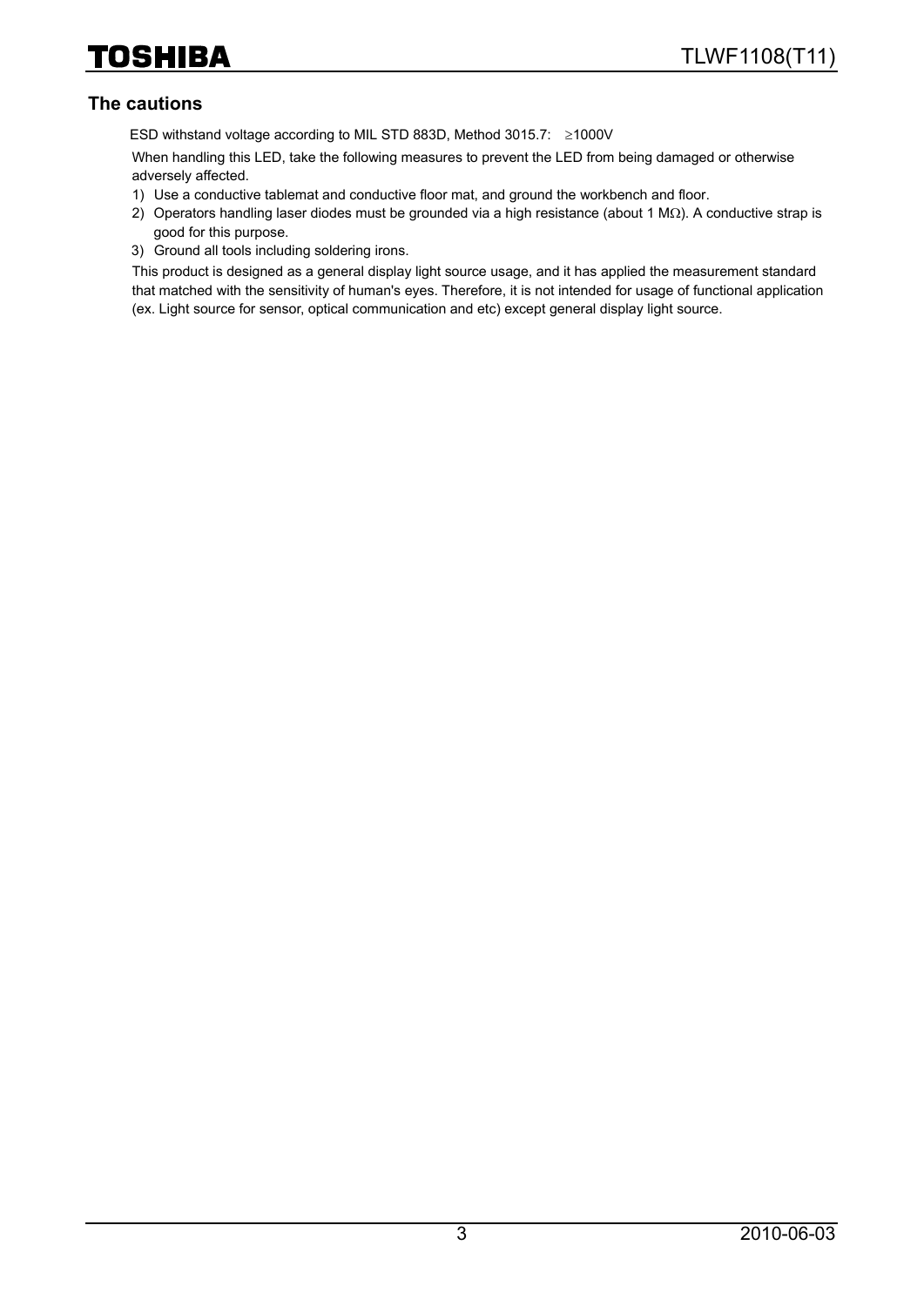## The cautions

ESD withstand voltage according to MIL STD 883D, Method 3015.7: ≥1000V

When handling this LED, take the following measures to prevent the LED from being damaged or otherwise adversely affected.

1) Use a conductive tablemat and conductive floor mat, and ground the workbench and floor.
2) Operators handling laser diodes must be grounded via a high resistance (about 1 MΩ). A conductive strap is good for this purpose.
3) Ground all tools including soldering irons.

This product is designed as a general display light source usage, and it has applied the measurement standard that matched with the sensitivity of human's eyes. Therefore, it is not intended for usage of functional application (ex. Light source for sensor, optical communication and etc) except general display light source.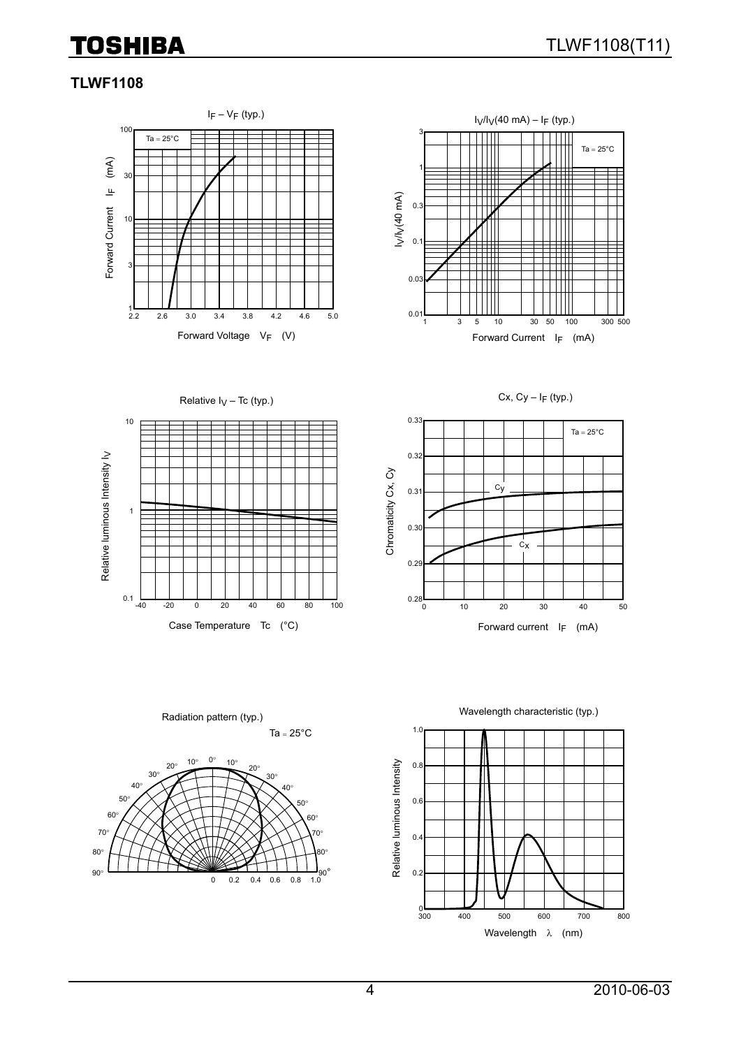## TLWF1108

$I_F - V_F$ (typ.)

Ta = 25°C

Forward Current $I_F$ (mA)

Forward Voltage $V_F$ (V)

$I_V/I_V$(40 mA) – $I_F$ (typ.)

Ta = 25°C

$I_V/I_V$(40 mA)

Forward Current $I_F$ (mA)

Relative $I_V$ – Tc (typ.)

Relative luminous Intensity $I_V$

Case Temperature Tc (°C)

Cx, Cy – $I_F$ (typ.)

Ta = 25°C

Chromaticity Cx, Cy

Forward current $I_F$ (mA)

Radiation pattern (typ.)

Ta = 25°C

Wavelength characteristic (typ.)

Relative luminous Intensity

Wavelength λ (nm)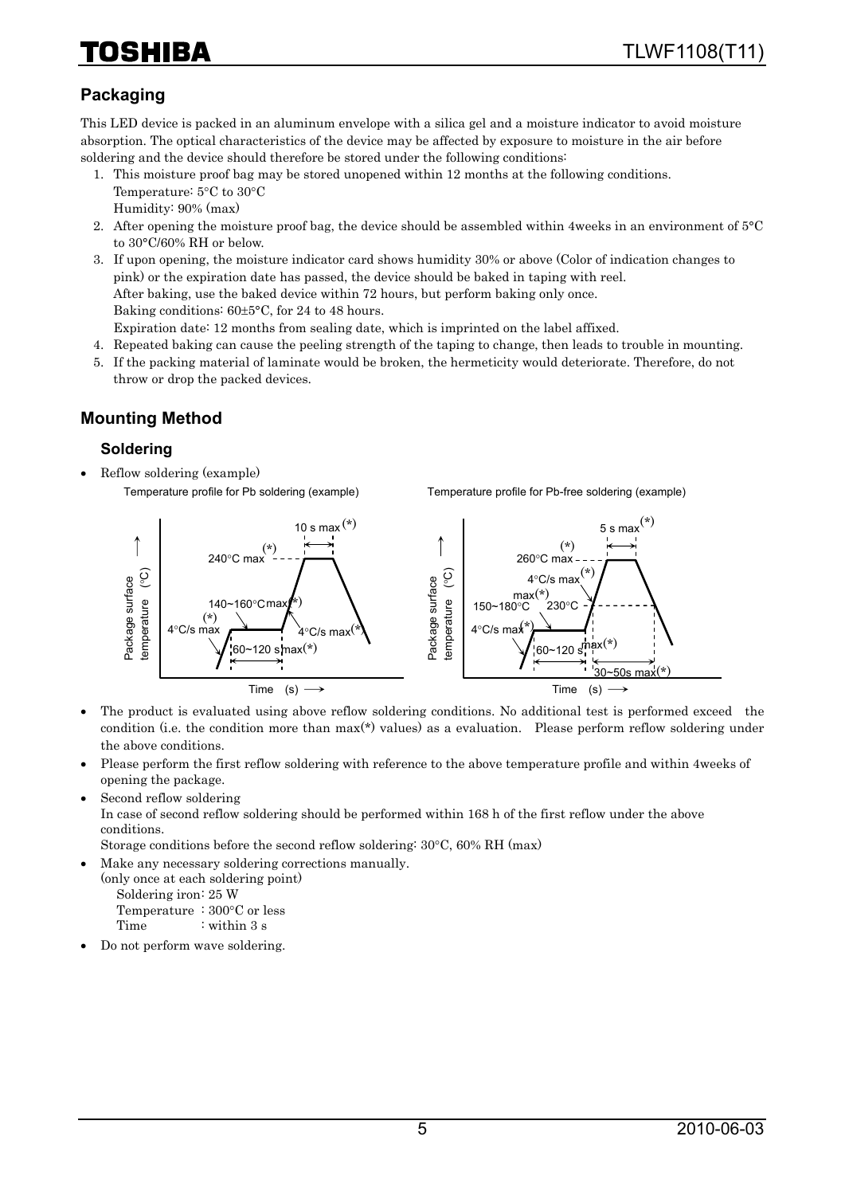## Packaging

This LED device is packed in an aluminum envelope with a silica gel and a moisture indicator to avoid moisture absorption. The optical characteristics of the device may be affected by exposure to moisture in the air before soldering and the device should therefore be stored under the following conditions:

1. This moisture proof bag may be stored unopened within 12 months at the following conditions.
   Temperature: 5°C to 30°C
   Humidity: 90% (max)
2. After opening the moisture proof bag, the device should be assembled within 4weeks in an environment of 5°C to 30°C/60% RH or below.
3. If upon opening, the moisture indicator card shows humidity 30% or above (Color of indication changes to pink) or the expiration date has passed, the device should be baked in taping with reel.
   After baking, use the baked device within 72 hours, but perform baking only once.
   Baking conditions: 60±5°C, for 24 to 48 hours.
   Expiration date: 12 months from sealing date, which is imprinted on the label affixed.
4. Repeated baking can cause the peeling strength of the taping to change, then leads to trouble in mounting.
5. If the packing material of laminate would be broken, the hermeticity would deteriorate. Therefore, do not throw or drop the packed devices.

## Mounting Method

### Soldering

- Reflow soldering (example)

Temperature profile for Pb soldering (example)

Temperature profile for Pb-free soldering (example)

- The product is evaluated using above reflow soldering conditions. No additional test is performed exceed the condition (i.e. the condition more than max(*) values) as a evaluation. Please perform reflow soldering under the above conditions.
- Please perform the first reflow soldering with reference to the above temperature profile and within 4weeks of opening the package.
- Second reflow soldering
  In case of second reflow soldering should be performed within 168 h of the first reflow under the above conditions.
  Storage conditions before the second reflow soldering: 30°C, 60% RH (max)
- Make any necessary soldering corrections manually.
  (only once at each soldering point)
  Soldering iron: 25 W
  Temperature : 300°C or less
  Time : within 3 s
- Do not perform wave soldering.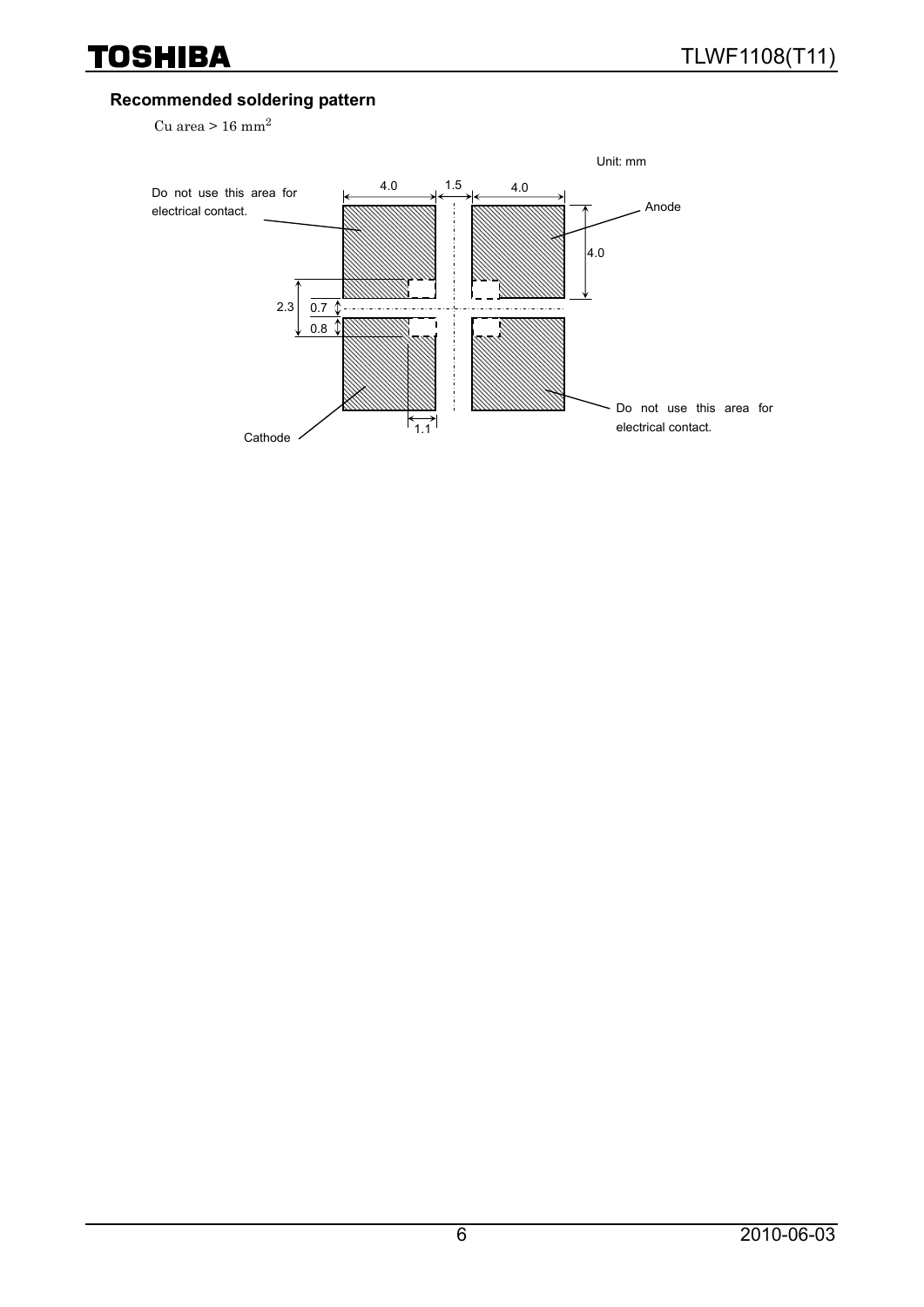## Recommended soldering pattern

Cu area > 16 $mm^2$

Unit: mm

Do not use this area for electrical contact.

4.0　1.5　4.0

Anode

4.0

2.3　0.7　0.8

1.1

Cathode

Do not use this area for electrical contact.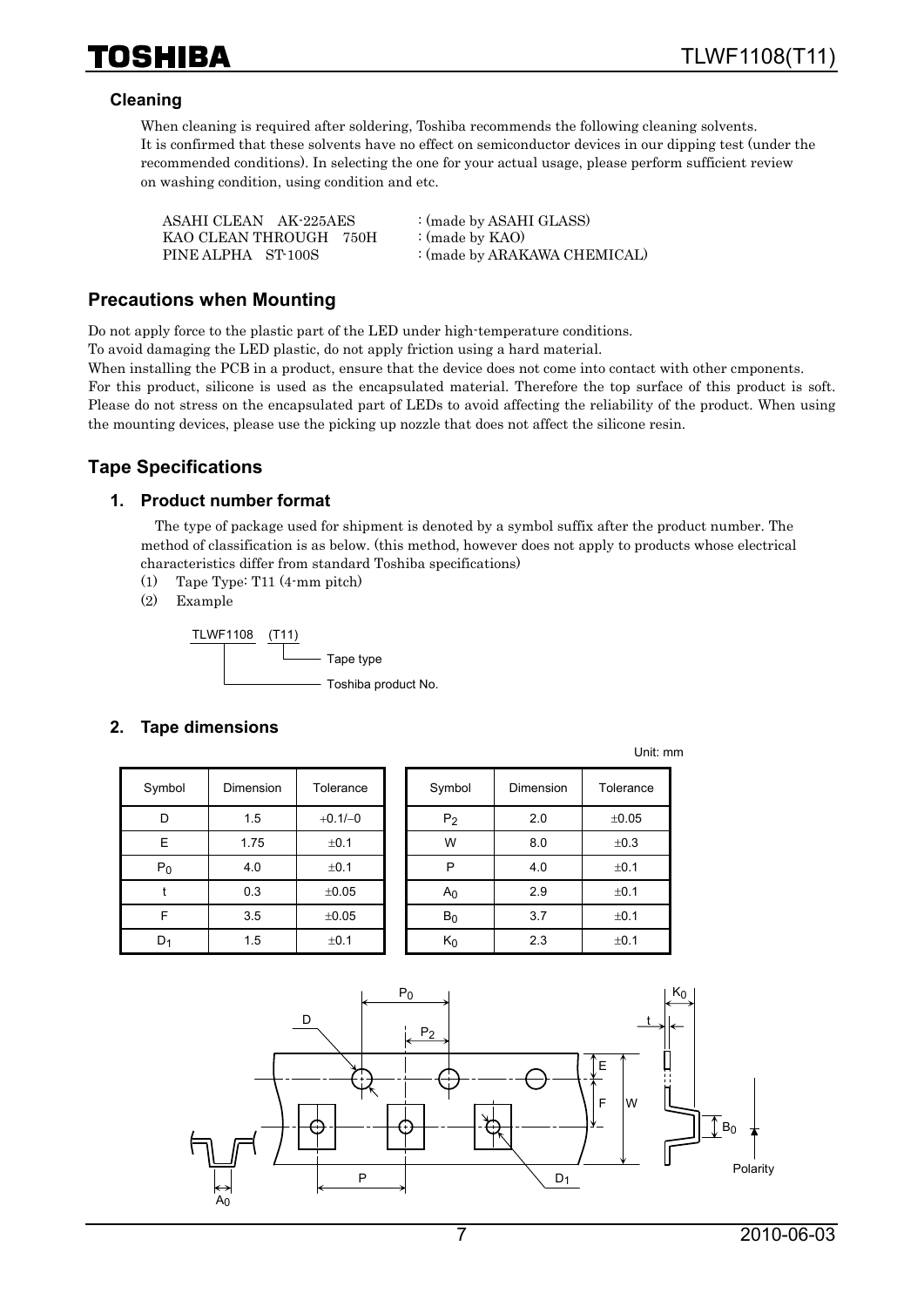### Cleaning

When cleaning is required after soldering, Toshiba recommends the following cleaning solvents. It is confirmed that these solvents have no effect on semiconductor devices in our dipping test (under the recommended conditions). In selecting the one for your actual usage, please perform sufficient review on washing condition, using condition and etc.

| | |
|---|---|
| ASAHI CLEAN AK-225AES | : (made by ASAHI GLASS) |
| KAO CLEAN THROUGH 750H | : (made by KAO) |
| PINE ALPHA ST-100S | : (made by ARAKAWA CHEMICAL) |

## Precautions when Mounting

Do not apply force to the plastic part of the LED under high-temperature conditions.
To avoid damaging the LED plastic, do not apply friction using a hard material.
When installing the PCB in a product, ensure that the device does not come into contact with other cmponents.
For this product, silicone is used as the encapsulated material. Therefore the top surface of this product is soft. Please do not stress on the encapsulated part of LEDs to avoid affecting the reliability of the product. When using the mounting devices, please use the picking up nozzle that does not affect the silicone resin.

## Tape Specifications

### 1. Product number format

The type of package used for shipment is denoted by a symbol suffix after the product number. The method of classification is as below. (this method, however does not apply to products whose electrical characteristics differ from standard Toshiba specifications)

(1) Tape Type: T11 (4-mm pitch)

(2) Example

TLWF1108 (T11)
- (T11): Tape type
- TLWF1108: Toshiba product No.

### 2. Tape dimensions

Unit: mm

| Symbol | Dimension | Tolerance |
|---|---|---|
| D | 1.5 | +0.1/−0 |
| E | 1.75 | ±0.1 |
| $P_0$ | 4.0 | ±0.1 |
| t | 0.3 | ±0.05 |
| F | 3.5 | ±0.05 |
| $D_1$ | 1.5 | ±0.1 |

| Symbol | Dimension | Tolerance |
|---|---|---|
| $P_2$ | 2.0 | ±0.05 |
| W | 8.0 | ±0.3 |
| P | 4.0 | ±0.1 |
| $A_0$ | 2.9 | ±0.1 |
| $B_0$ | 3.7 | ±0.1 |
| $K_0$ | 2.3 | ±0.1 |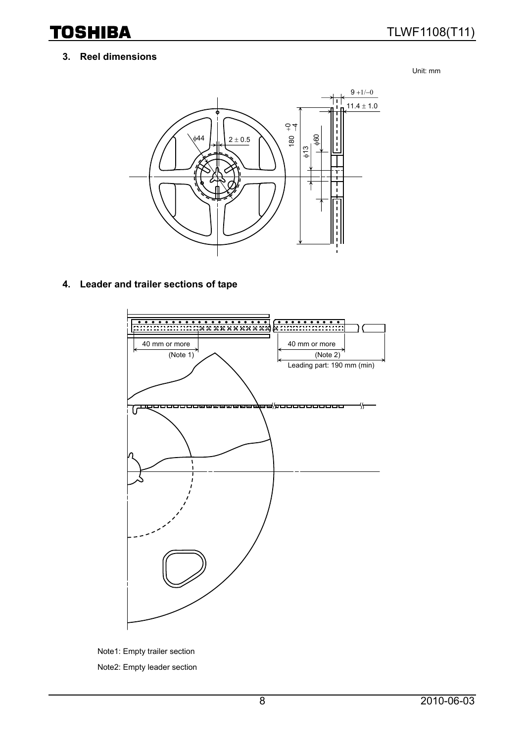## 3. Reel dimensions

Unit: mm

## 4. Leader and trailer sections of tape

Note1: Empty trailer section

Note2: Empty leader section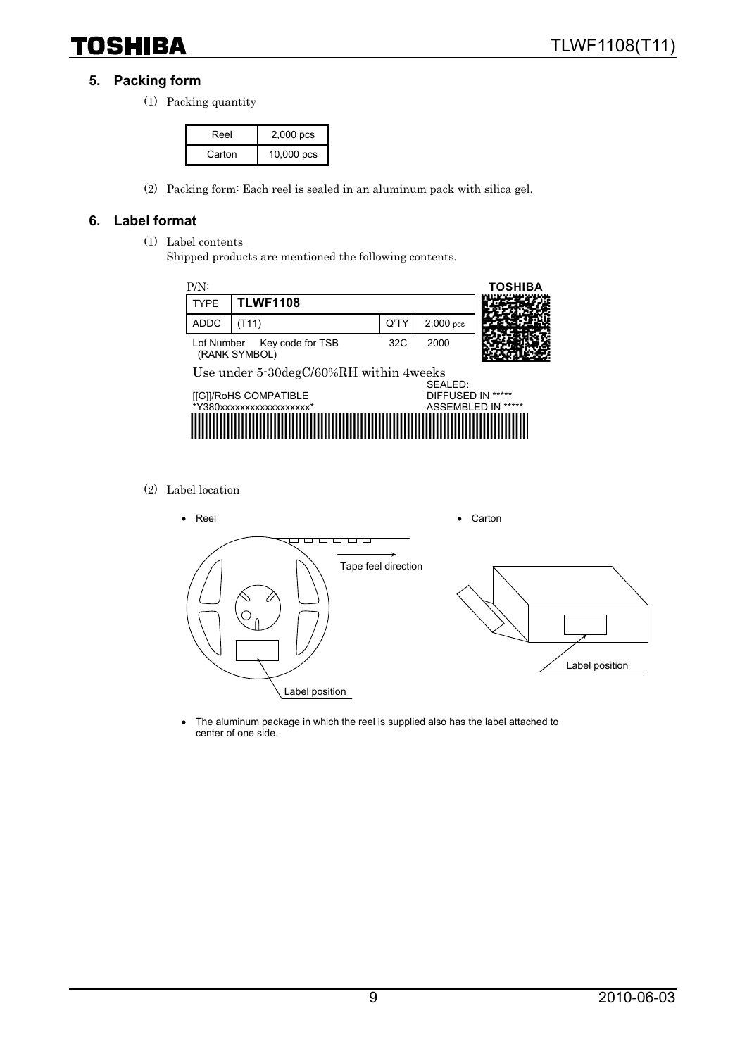## 5. Packing form

(1) Packing quantity

| Reel | 2,000 pcs |
|---|---|
| Carton | 10,000 pcs |

(2) Packing form: Each reel is sealed in an aluminum pack with silica gel.

## 6. Label format

(1) Label contents

Shipped products are mentioned the following contents.

P/N: TOSHIBA

| TYPE | TLWF1108 | | |
|---|---|---|---|
| ADDC | (T11) | Q'TY | 2,000 pcs |
| Lot Number (RANK SYMBOL) | Key code for TSB | 32C | 2000 |

Use under 5-30degC/60%RH within 4weeks

[[G]]/RoHS COMPATIBLE
*Y380xxxxxxxxxxxxxxxxxx*

SEALED:
DIFFUSED IN *****
ASSEMBLED IN *****

(2) Label location

- Reel
- Carton

Tape feel direction

Label position

Label position

- The aluminum package in which the reel is supplied also has the label attached to center of one side.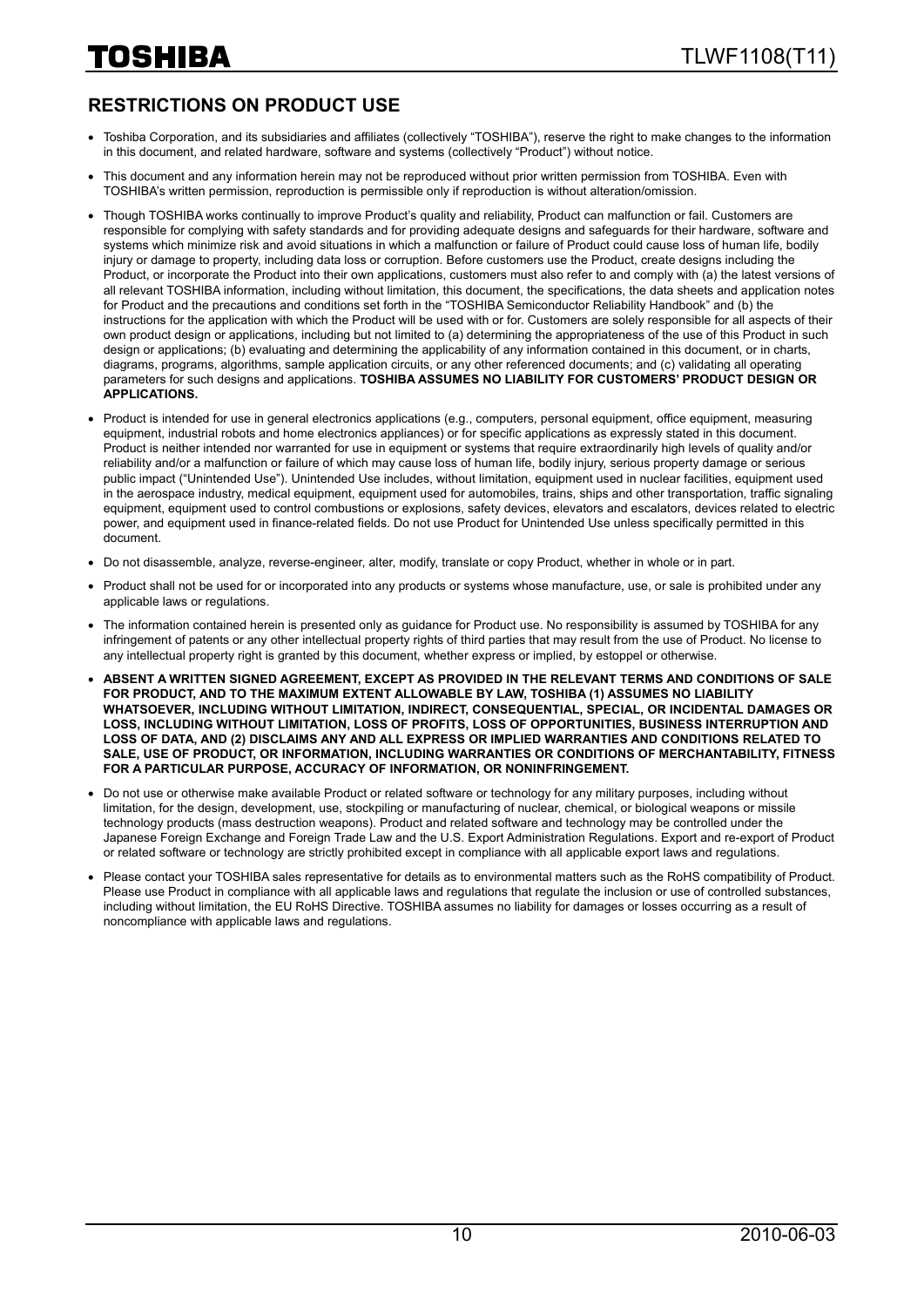## RESTRICTIONS ON PRODUCT USE

- Toshiba Corporation, and its subsidiaries and affiliates (collectively "TOSHIBA"), reserve the right to make changes to the information in this document, and related hardware, software and systems (collectively "Product") without notice.
- This document and any information herein may not be reproduced without prior written permission from TOSHIBA. Even with TOSHIBA's written permission, reproduction is permissible only if reproduction is without alteration/omission.
- Though TOSHIBA works continually to improve Product's quality and reliability, Product can malfunction or fail. Customers are responsible for complying with safety standards and for providing adequate designs and safeguards for their hardware, software and systems which minimize risk and avoid situations in which a malfunction or failure of Product could cause loss of human life, bodily injury or damage to property, including data loss or corruption. Before customers use the Product, create designs including the Product, or incorporate the Product into their own applications, customers must also refer to and comply with (a) the latest versions of all relevant TOSHIBA information, including without limitation, this document, the specifications, the data sheets and application notes for Product and the precautions and conditions set forth in the "TOSHIBA Semiconductor Reliability Handbook" and (b) the instructions for the application with which the Product will be used with or for. Customers are solely responsible for all aspects of their own product design or applications, including but not limited to (a) determining the appropriateness of the use of this Product in such design or applications; (b) evaluating and determining the applicability of any information contained in this document, or in charts, diagrams, programs, algorithms, sample application circuits, or any other referenced documents; and (c) validating all operating parameters for such designs and applications. **TOSHIBA ASSUMES NO LIABILITY FOR CUSTOMERS' PRODUCT DESIGN OR APPLICATIONS.**
- Product is intended for use in general electronics applications (e.g., computers, personal equipment, office equipment, measuring equipment, industrial robots and home electronics appliances) or for specific applications as expressly stated in this document. Product is neither intended nor warranted for use in equipment or systems that require extraordinarily high levels of quality and/or reliability and/or a malfunction or failure of which may cause loss of human life, bodily injury, serious property damage or serious public impact ("Unintended Use"). Unintended Use includes, without limitation, equipment used in nuclear facilities, equipment used in the aerospace industry, medical equipment, equipment used for automobiles, trains, ships and other transportation, traffic signaling equipment, equipment used to control combustions or explosions, safety devices, elevators and escalators, devices related to electric power, and equipment used in finance-related fields. Do not use Product for Unintended Use unless specifically permitted in this document.
- Do not disassemble, analyze, reverse-engineer, alter, modify, translate or copy Product, whether in whole or in part.
- Product shall not be used for or incorporated into any products or systems whose manufacture, use, or sale is prohibited under any applicable laws or regulations.
- The information contained herein is presented only as guidance for Product use. No responsibility is assumed by TOSHIBA for any infringement of patents or any other intellectual property rights of third parties that may result from the use of Product. No license to any intellectual property right is granted by this document, whether express or implied, by estoppel or otherwise.
- **ABSENT A WRITTEN SIGNED AGREEMENT, EXCEPT AS PROVIDED IN THE RELEVANT TERMS AND CONDITIONS OF SALE FOR PRODUCT, AND TO THE MAXIMUM EXTENT ALLOWABLE BY LAW, TOSHIBA (1) ASSUMES NO LIABILITY WHATSOEVER, INCLUDING WITHOUT LIMITATION, INDIRECT, CONSEQUENTIAL, SPECIAL, OR INCIDENTAL DAMAGES OR LOSS, INCLUDING WITHOUT LIMITATION, LOSS OF PROFITS, LOSS OF OPPORTUNITIES, BUSINESS INTERRUPTION AND LOSS OF DATA, AND (2) DISCLAIMS ANY AND ALL EXPRESS OR IMPLIED WARRANTIES AND CONDITIONS RELATED TO SALE, USE OF PRODUCT, OR INFORMATION, INCLUDING WARRANTIES OR CONDITIONS OF MERCHANTABILITY, FITNESS FOR A PARTICULAR PURPOSE, ACCURACY OF INFORMATION, OR NONINFRINGEMENT.**
- Do not use or otherwise make available Product or related software or technology for any military purposes, including without limitation, for the design, development, use, stockpiling or manufacturing of nuclear, chemical, or biological weapons or missile technology products (mass destruction weapons). Product and related software and technology may be controlled under the Japanese Foreign Exchange and Foreign Trade Law and the U.S. Export Administration Regulations. Export and re-export of Product or related software or technology are strictly prohibited except in compliance with all applicable export laws and regulations.
- Please contact your TOSHIBA sales representative for details as to environmental matters such as the RoHS compatibility of Product. Please use Product in compliance with all applicable laws and regulations that regulate the inclusion or use of controlled substances, including without limitation, the EU RoHS Directive. TOSHIBA assumes no liability for damages or losses occurring as a result of noncompliance with applicable laws and regulations.